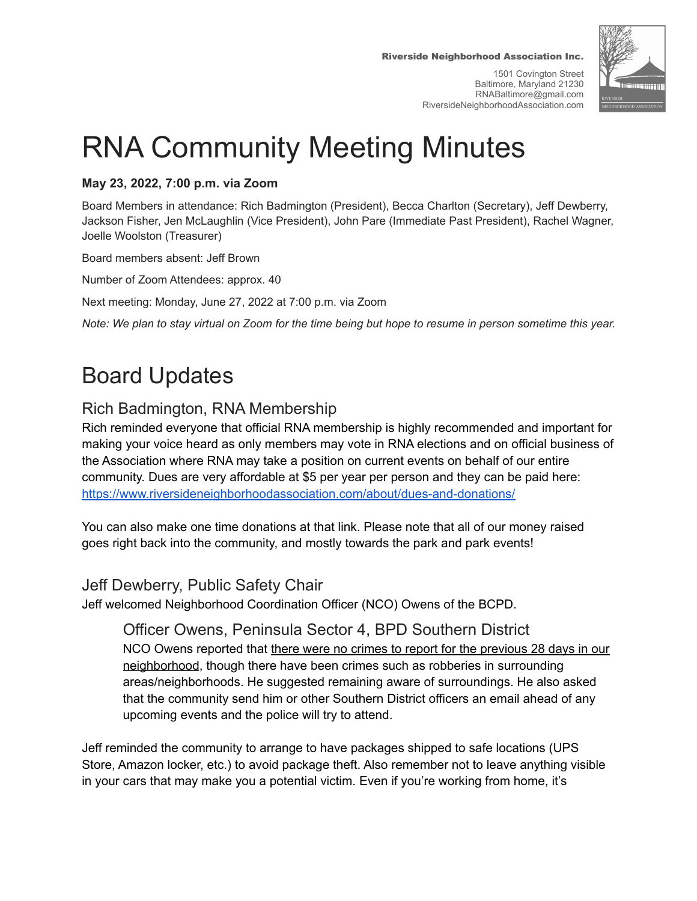**Riverside Neighborhood Association Inc.**

1501 Covington Street
Baltimore, Maryland 21230
RNABaltimore@gmail.com
RiversideNeighborhoodAssociation.com

# RNA Community Meeting Minutes

**May 23, 2022, 7:00 p.m. via Zoom**

Board Members in attendance: Rich Badmington (President), Becca Charlton (Secretary), Jeff Dewberry, Jackson Fisher, Jen McLaughlin (Vice President), John Pare (Immediate Past President), Rachel Wagner, Joelle Woolston (Treasurer)

Board members absent: Jeff Brown

Number of Zoom Attendees: approx. 40

Next meeting: Monday, June 27, 2022 at 7:00 p.m. via Zoom

*Note: We plan to stay virtual on Zoom for the time being but hope to resume in person sometime this year.*

# Board Updates

## Rich Badmington, RNA Membership

Rich reminded everyone that official RNA membership is highly recommended and important for making your voice heard as only members may vote in RNA elections and on official business of the Association where RNA may take a position on current events on behalf of our entire community. Dues are very affordable at $5 per year per person and they can be paid here: https://www.riversideneighborhoodassociation.com/about/dues-and-donations/

You can also make one time donations at that link. Please note that all of our money raised goes right back into the community, and mostly towards the park and park events!

## Jeff Dewberry, Public Safety Chair

Jeff welcomed Neighborhood Coordination Officer (NCO) Owens of the BCPD.

### Officer Owens, Peninsula Sector 4, BPD Southern District

NCO Owens reported that there were no crimes to report for the previous 28 days in our neighborhood, though there have been crimes such as robberies in surrounding areas/neighborhoods. He suggested remaining aware of surroundings. He also asked that the community send him or other Southern District officers an email ahead of any upcoming events and the police will try to attend.

Jeff reminded the community to arrange to have packages shipped to safe locations (UPS Store, Amazon locker, etc.) to avoid package theft. Also remember not to leave anything visible in your cars that may make you a potential victim. Even if you're working from home, it's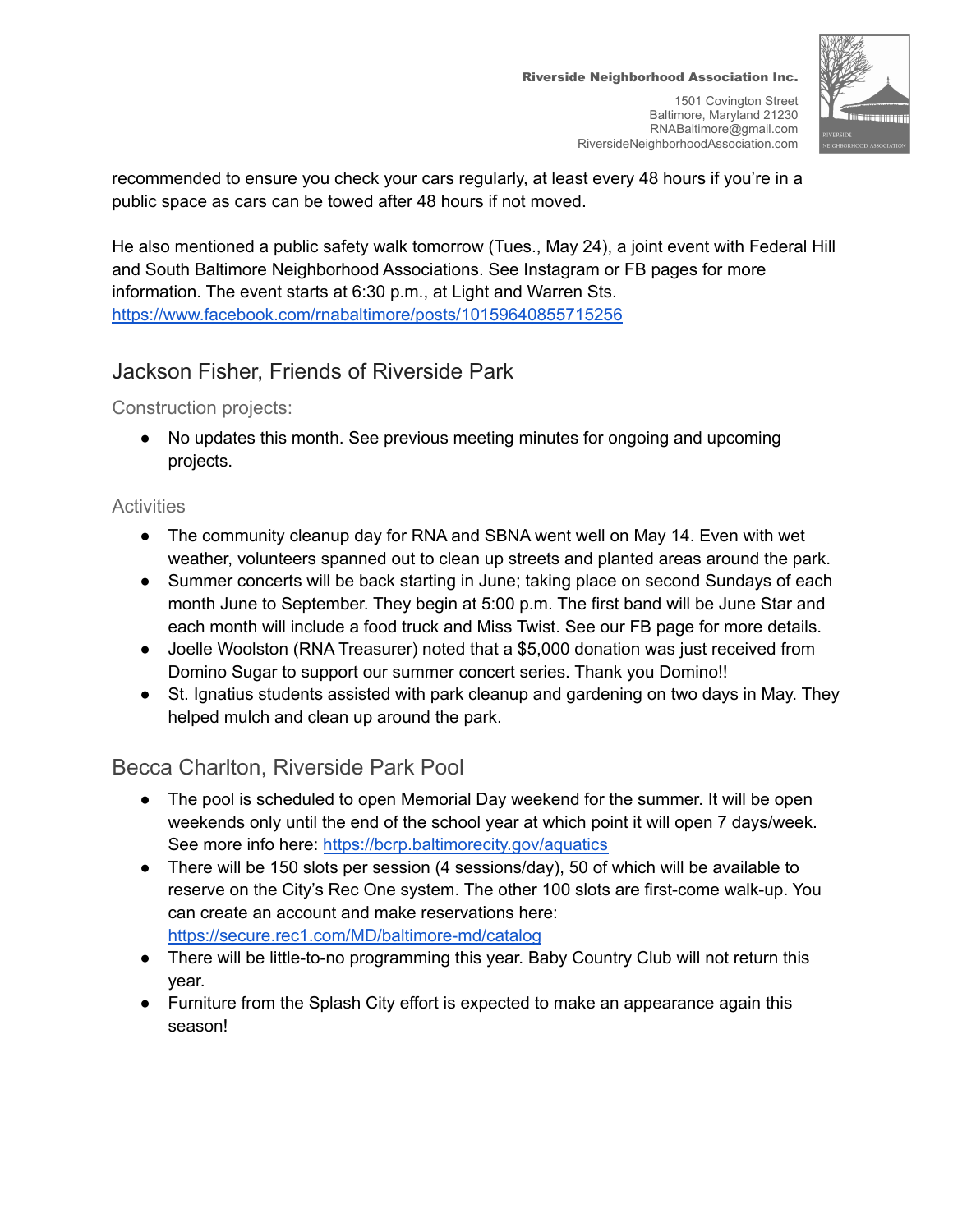recommended to ensure you check your cars regularly, at least every 48 hours if you're in a public space as cars can be towed after 48 hours if not moved.

He also mentioned a public safety walk tomorrow (Tues., May 24), a joint event with Federal Hill and South Baltimore Neighborhood Associations. See Instagram or FB pages for more information. The event starts at 6:30 p.m., at Light and Warren Sts.
https://www.facebook.com/rnabaltimore/posts/10159640855715256

## Jackson Fisher, Friends of Riverside Park

### Construction projects:

- No updates this month. See previous meeting minutes for ongoing and upcoming projects.

### Activities

- The community cleanup day for RNA and SBNA went well on May 14. Even with wet weather, volunteers spanned out to clean up streets and planted areas around the park.
- Summer concerts will be back starting in June; taking place on second Sundays of each month June to September. They begin at 5:00 p.m. The first band will be June Star and each month will include a food truck and Miss Twist. See our FB page for more details.
- Joelle Woolston (RNA Treasurer) noted that a $5,000 donation was just received from Domino Sugar to support our summer concert series. Thank you Domino!!
- St. Ignatius students assisted with park cleanup and gardening on two days in May. They helped mulch and clean up around the park.

## Becca Charlton, Riverside Park Pool

- The pool is scheduled to open Memorial Day weekend for the summer. It will be open weekends only until the end of the school year at which point it will open 7 days/week. See more info here: https://bcrp.baltimorecity.gov/aquatics
- There will be 150 slots per session (4 sessions/day), 50 of which will be available to reserve on the City's Rec One system. The other 100 slots are first-come walk-up. You can create an account and make reservations here: https://secure.rec1.com/MD/baltimore-md/catalog
- There will be little-to-no programming this year. Baby Country Club will not return this year.
- Furniture from the Splash City effort is expected to make an appearance again this season!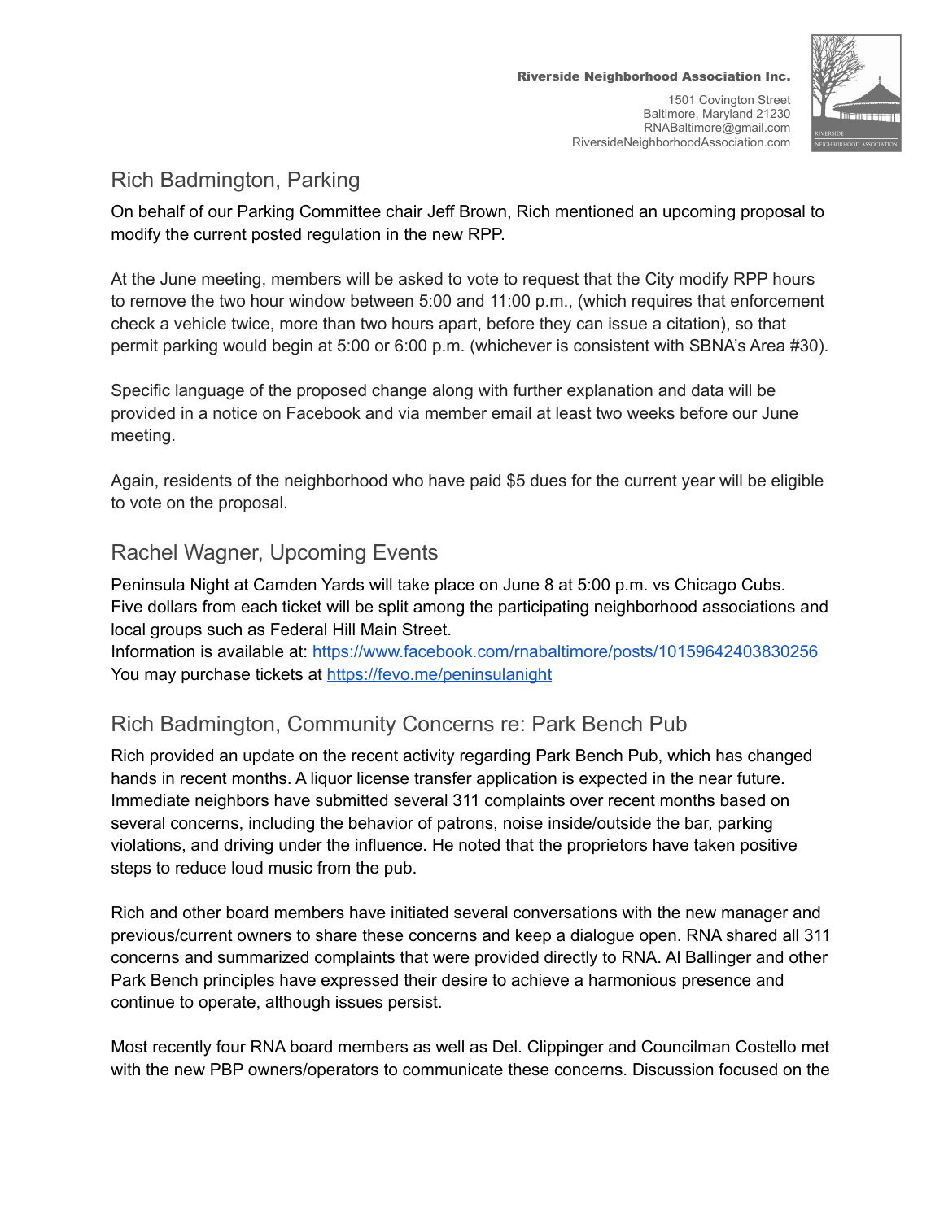## Rich Badmington, Parking

On behalf of our Parking Committee chair Jeff Brown, Rich mentioned an upcoming proposal to modify the current posted regulation in the new RPP.

At the June meeting, members will be asked to vote to request that the City modify RPP hours to remove the two hour window between 5:00 and 11:00 p.m., (which requires that enforcement check a vehicle twice, more than two hours apart, before they can issue a citation), so that permit parking would begin at 5:00 or 6:00 p.m. (whichever is consistent with SBNA's Area #30).

Specific language of the proposed change along with further explanation and data will be provided in a notice on Facebook and via member email at least two weeks before our June meeting.

Again, residents of the neighborhood who have paid $5 dues for the current year will be eligible to vote on the proposal.

## Rachel Wagner, Upcoming Events

Peninsula Night at Camden Yards will take place on June 8 at 5:00 p.m. vs Chicago Cubs.
Five dollars from each ticket will be split among the participating neighborhood associations and local groups such as Federal Hill Main Street.
Information is available at: [https://www.facebook.com/rnabaltimore/posts/10159642403830256](https://www.facebook.com/rnabaltimore/posts/10159642403830256)
You may purchase tickets at [https://fevo.me/peninsulanight](https://fevo.me/peninsulanight)

## Rich Badmington, Community Concerns re: Park Bench Pub

Rich provided an update on the recent activity regarding Park Bench Pub, which has changed hands in recent months. A liquor license transfer application is expected in the near future. Immediate neighbors have submitted several 311 complaints over recent months based on several concerns, including the behavior of patrons, noise inside/outside the bar, parking violations, and driving under the influence. He noted that the proprietors have taken positive steps to reduce loud music from the pub.

Rich and other board members have initiated several conversations with the new manager and previous/current owners to share these concerns and keep a dialogue open. RNA shared all 311 concerns and summarized complaints that were provided directly to RNA. Al Ballinger and other Park Bench principles have expressed their desire to achieve a harmonious presence and continue to operate, although issues persist.

Most recently four RNA board members as well as Del. Clippinger and Councilman Costello met with the new PBP owners/operators to communicate these concerns. Discussion focused on the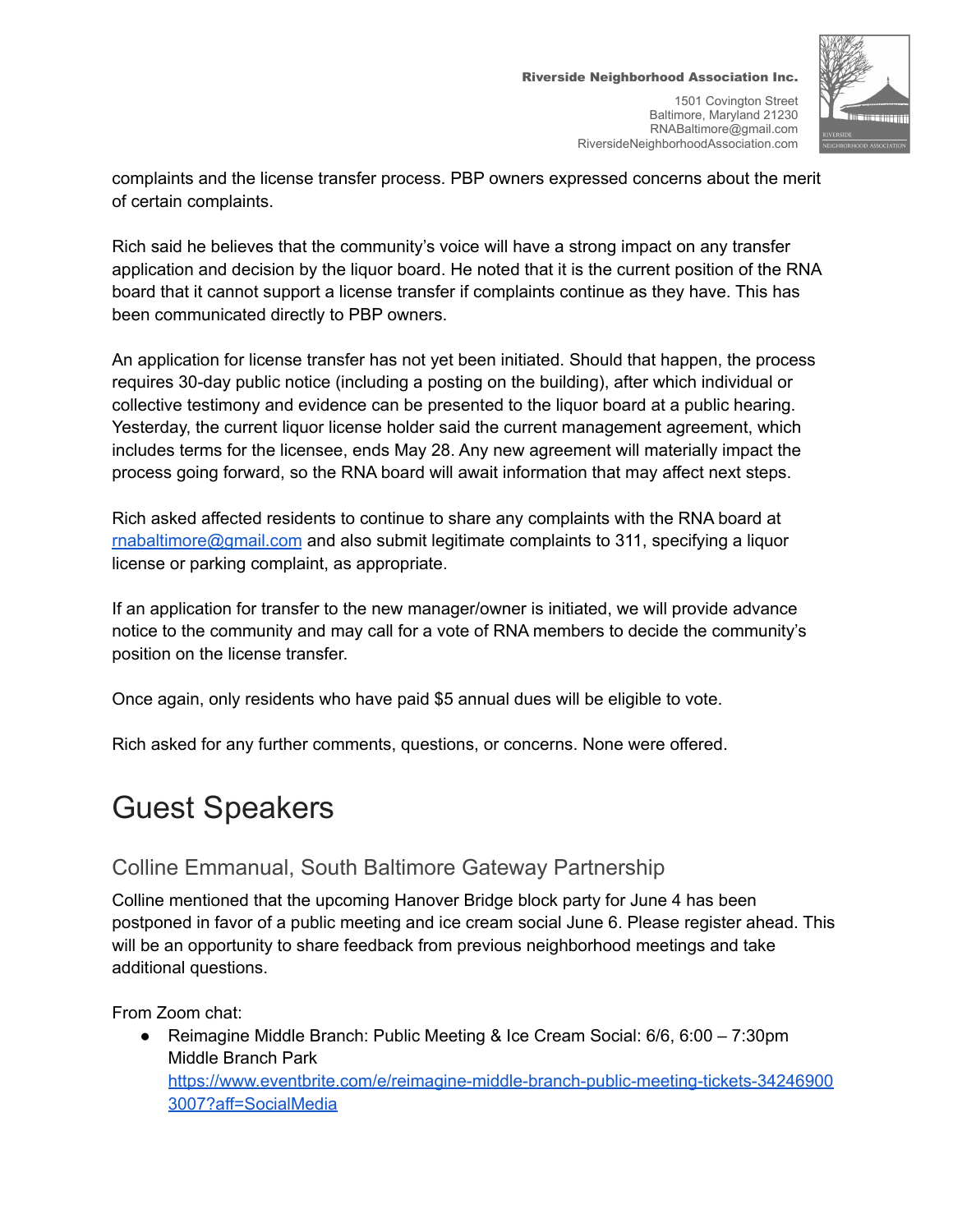complaints and the license transfer process. PBP owners expressed concerns about the merit of certain complaints.

Rich said he believes that the community's voice will have a strong impact on any transfer application and decision by the liquor board. He noted that it is the current position of the RNA board that it cannot support a license transfer if complaints continue as they have. This has been communicated directly to PBP owners.

An application for license transfer has not yet been initiated. Should that happen, the process requires 30-day public notice (including a posting on the building), after which individual or collective testimony and evidence can be presented to the liquor board at a public hearing. Yesterday, the current liquor license holder said the current management agreement, which includes terms for the licensee, ends May 28. Any new agreement will materially impact the process going forward, so the RNA board will await information that may affect next steps.

Rich asked affected residents to continue to share any complaints with the RNA board at [rnabaltimore@gmail.com](mailto:rnabaltimore@gmail.com) and also submit legitimate complaints to 311, specifying a liquor license or parking complaint, as appropriate.

If an application for transfer to the new manager/owner is initiated, we will provide advance notice to the community and may call for a vote of RNA members to decide the community's position on the license transfer.

Once again, only residents who have paid $5 annual dues will be eligible to vote.

Rich asked for any further comments, questions, or concerns. None were offered.

# Guest Speakers

## Colline Emmanual, South Baltimore Gateway Partnership

Colline mentioned that the upcoming Hanover Bridge block party for June 4 has been postponed in favor of a public meeting and ice cream social June 6. Please register ahead. This will be an opportunity to share feedback from previous neighborhood meetings and take additional questions.

From Zoom chat:

- Reimagine Middle Branch: Public Meeting & Ice Cream Social: 6/6, 6:00 – 7:30pm Middle Branch Park [https://www.eventbrite.com/e/reimagine-middle-branch-public-meeting-tickets-342469003007?aff=SocialMedia](https://www.eventbrite.com/e/reimagine-middle-branch-public-meeting-tickets-342469003007?aff=SocialMedia)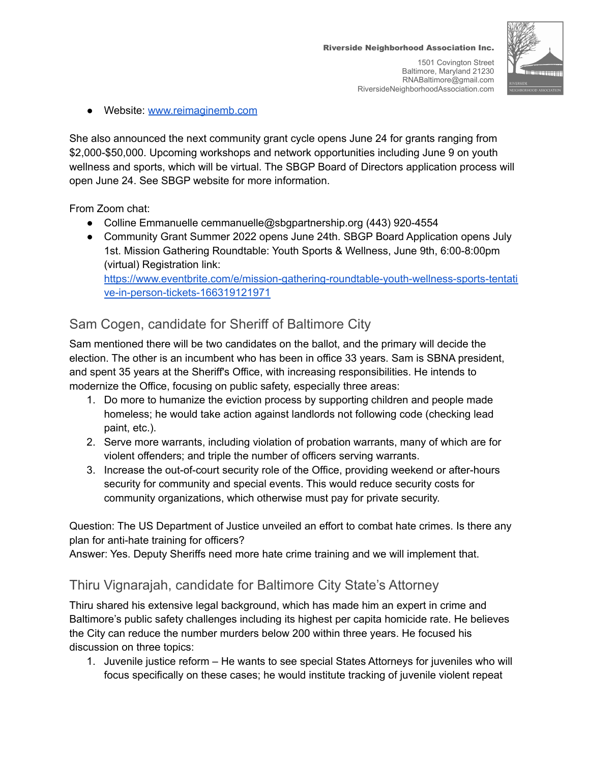- Website: [www.reimaginemb.com](http://www.reimaginemb.com)

She also announced the next community grant cycle opens June 24 for grants ranging from $2,000-$50,000. Upcoming workshops and network opportunities including June 9 on youth wellness and sports, which will be virtual. The SBGP Board of Directors application process will open June 24. See SBGP website for more information.

From Zoom chat:

- Colline Emmanuelle cemmanuelle@sbgpartnership.org (443) 920-4554
- Community Grant Summer 2022 opens June 24th. SBGP Board Application opens July 1st. Mission Gathering Roundtable: Youth Sports & Wellness, June 9th, 6:00-8:00pm (virtual) Registration link: [https://www.eventbrite.com/e/mission-gathering-roundtable-youth-wellness-sports-tentative-in-person-tickets-166319121971](https://www.eventbrite.com/e/mission-gathering-roundtable-youth-wellness-sports-tentative-in-person-tickets-166319121971)

## Sam Cogen, candidate for Sheriff of Baltimore City

Sam mentioned there will be two candidates on the ballot, and the primary will decide the election. The other is an incumbent who has been in office 33 years. Sam is SBNA president, and spent 35 years at the Sheriff's Office, with increasing responsibilities. He intends to modernize the Office, focusing on public safety, especially three areas:

1. Do more to humanize the eviction process by supporting children and people made homeless; he would take action against landlords not following code (checking lead paint, etc.).
2. Serve more warrants, including violation of probation warrants, many of which are for violent offenders; and triple the number of officers serving warrants.
3. Increase the out-of-court security role of the Office, providing weekend or after-hours security for community and special events. This would reduce security costs for community organizations, which otherwise must pay for private security.

Question: The US Department of Justice unveiled an effort to combat hate crimes. Is there any plan for anti-hate training for officers?
Answer: Yes. Deputy Sheriffs need more hate crime training and we will implement that.

## Thiru Vignarajah, candidate for Baltimore City State's Attorney

Thiru shared his extensive legal background, which has made him an expert in crime and Baltimore's public safety challenges including its highest per capita homicide rate. He believes the City can reduce the number murders below 200 within three years. He focused his discussion on three topics:

1. Juvenile justice reform – He wants to see special States Attorneys for juveniles who will focus specifically on these cases; he would institute tracking of juvenile violent repeat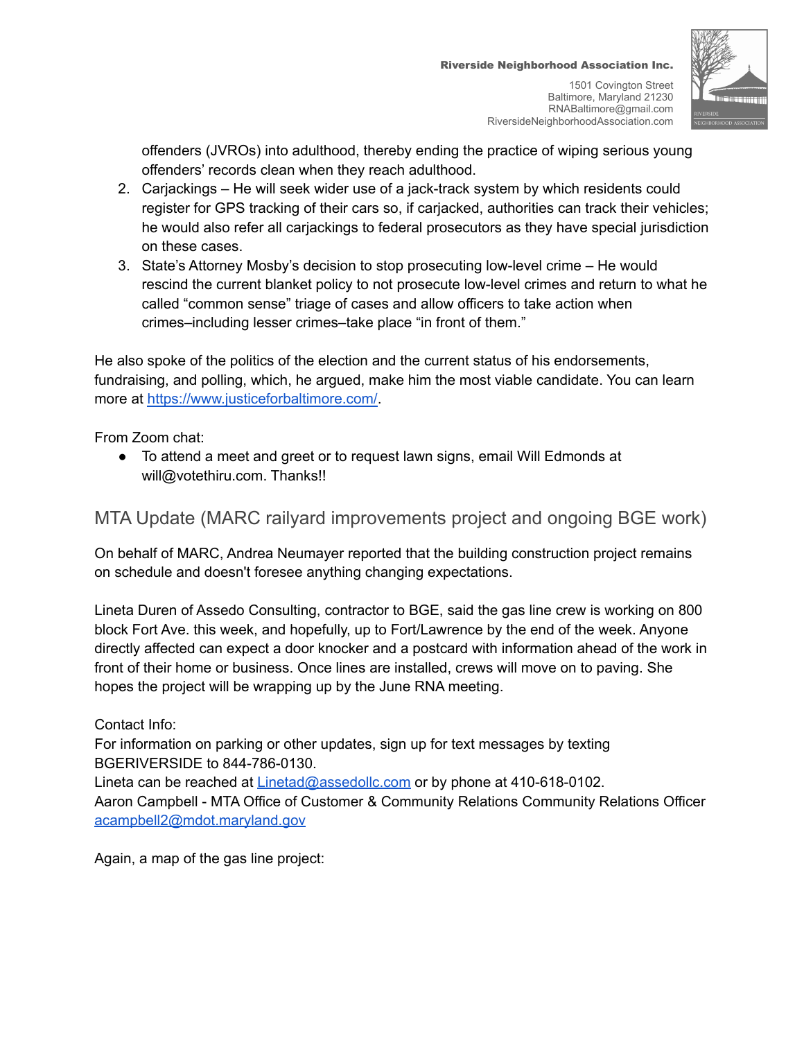offenders (JVROs) into adulthood, thereby ending the practice of wiping serious young offenders' records clean when they reach adulthood.

2. Carjackings – He will seek wider use of a jack-track system by which residents could register for GPS tracking of their cars so, if carjacked, authorities can track their vehicles; he would also refer all carjackings to federal prosecutors as they have special jurisdiction on these cases.
3. State's Attorney Mosby's decision to stop prosecuting low-level crime – He would rescind the current blanket policy to not prosecute low-level crimes and return to what he called "common sense" triage of cases and allow officers to take action when crimes–including lesser crimes–take place "in front of them."

He also spoke of the politics of the election and the current status of his endorsements, fundraising, and polling, which, he argued, make him the most viable candidate. You can learn more at [https://www.justiceforbaltimore.com/](https://www.justiceforbaltimore.com/).

From Zoom chat:

- To attend a meet and greet or to request lawn signs, email Will Edmonds at will@votethiru.com. Thanks!!

## MTA Update (MARC railyard improvements project and ongoing BGE work)

On behalf of MARC, Andrea Neumayer reported that the building construction project remains on schedule and doesn't foresee anything changing expectations.

Lineta Duren of Assedo Consulting, contractor to BGE, said the gas line crew is working on 800 block Fort Ave. this week, and hopefully, up to Fort/Lawrence by the end of the week. Anyone directly affected can expect a door knocker and a postcard with information ahead of the work in front of their home or business. Once lines are installed, crews will move on to paving. She hopes the project will be wrapping up by the June RNA meeting.

Contact Info:
For information on parking or other updates, sign up for text messages by texting BGERIVERSIDE to 844-786-0130.
Lineta can be reached at [Linetad@assedollc.com](mailto:Linetad@assedollc.com) or by phone at 410-618-0102.
Aaron Campbell - MTA Office of Customer & Community Relations Community Relations Officer [acampbell2@mdot.maryland.gov](mailto:acampbell2@mdot.maryland.gov)

Again, a map of the gas line project: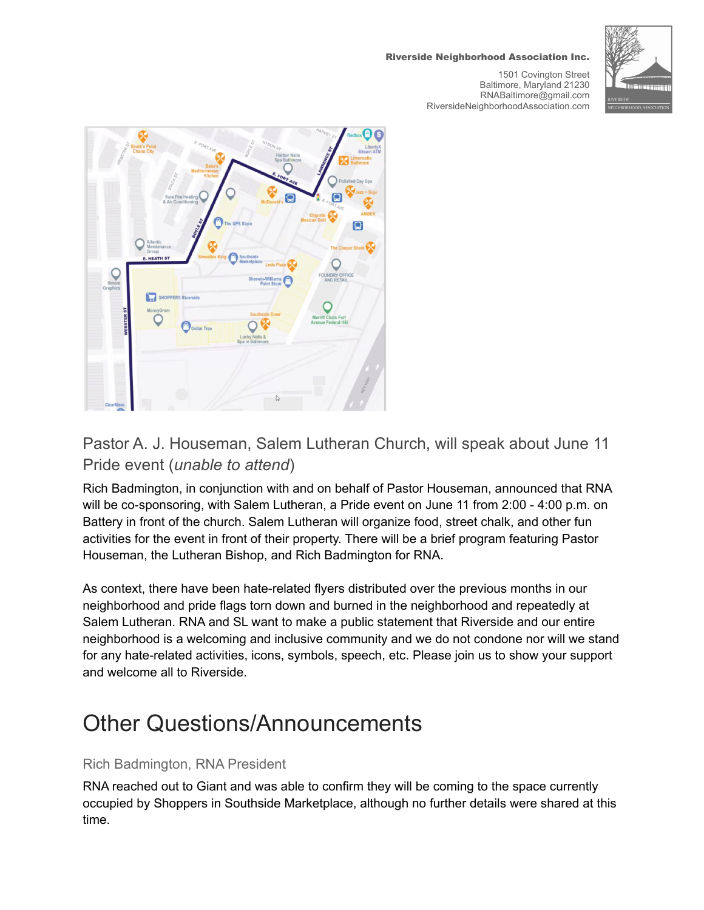## Pastor A. J. Houseman, Salem Lutheran Church, will speak about June 11 Pride event (*unable to attend*)

Rich Badmington, in conjunction with and on behalf of Pastor Houseman, announced that RNA will be co-sponsoring, with Salem Lutheran, a Pride event on June 11 from 2:00 - 4:00 p.m. on Battery in front of the church. Salem Lutheran will organize food, street chalk, and other fun activities for the event in front of their property. There will be a brief program featuring Pastor Houseman, the Lutheran Bishop, and Rich Badmington for RNA.

As context, there have been hate-related flyers distributed over the previous months in our neighborhood and pride flags torn down and burned in the neighborhood and repeatedly at Salem Lutheran. RNA and SL want to make a public statement that Riverside and our entire neighborhood is a welcoming and inclusive community and we do not condone nor will we stand for any hate-related activities, icons, symbols, speech, etc. Please join us to show your support and welcome all to Riverside.

# Other Questions/Announcements

### Rich Badmington, RNA President

RNA reached out to Giant and was able to confirm they will be coming to the space currently occupied by Shoppers in Southside Marketplace, although no further details were shared at this time.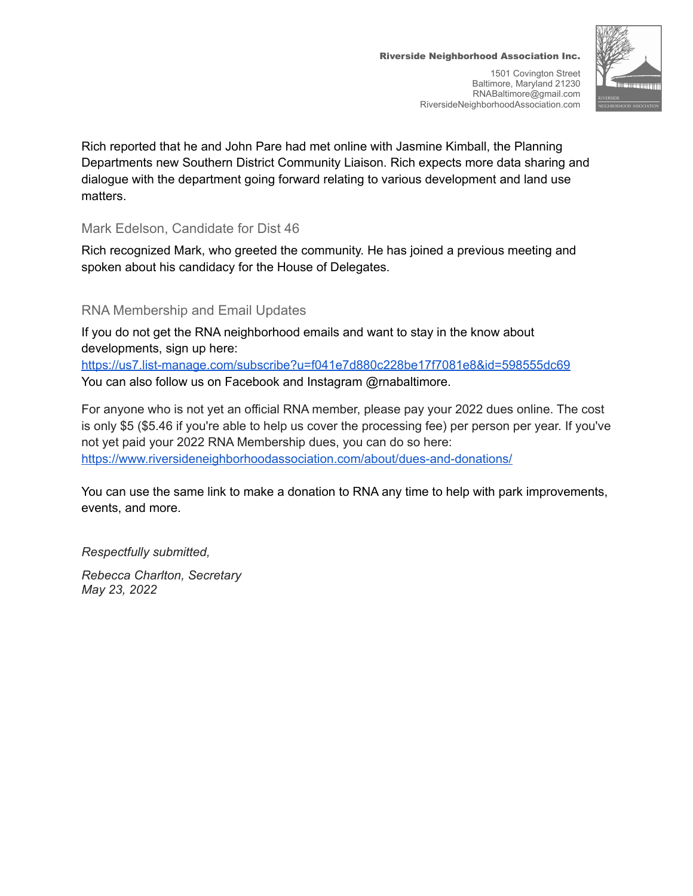Rich reported that he and John Pare had met online with Jasmine Kimball, the Planning Departments new Southern District Community Liaison. Rich expects more data sharing and dialogue with the department going forward relating to various development and land use matters.

### Mark Edelson, Candidate for Dist 46

Rich recognized Mark, who greeted the community. He has joined a previous meeting and spoken about his candidacy for the House of Delegates.

### RNA Membership and Email Updates

If you do not get the RNA neighborhood emails and want to stay in the know about developments, sign up here:
https://us7.list-manage.com/subscribe?u=f041e7d880c228be17f7081e8&id=598555dc69
You can also follow us on Facebook and Instagram @rnabaltimore.

For anyone who is not yet an official RNA member, please pay your 2022 dues online. The cost is only $5 ($5.46 if you're able to help us cover the processing fee) per person per year. If you've not yet paid your 2022 RNA Membership dues, you can do so here:
https://www.riversideneighborhoodassociation.com/about/dues-and-donations/

You can use the same link to make a donation to RNA any time to help with park improvements, events, and more.

*Respectfully submitted,*

*Rebecca Charlton, Secretary*
*May 23, 2022*